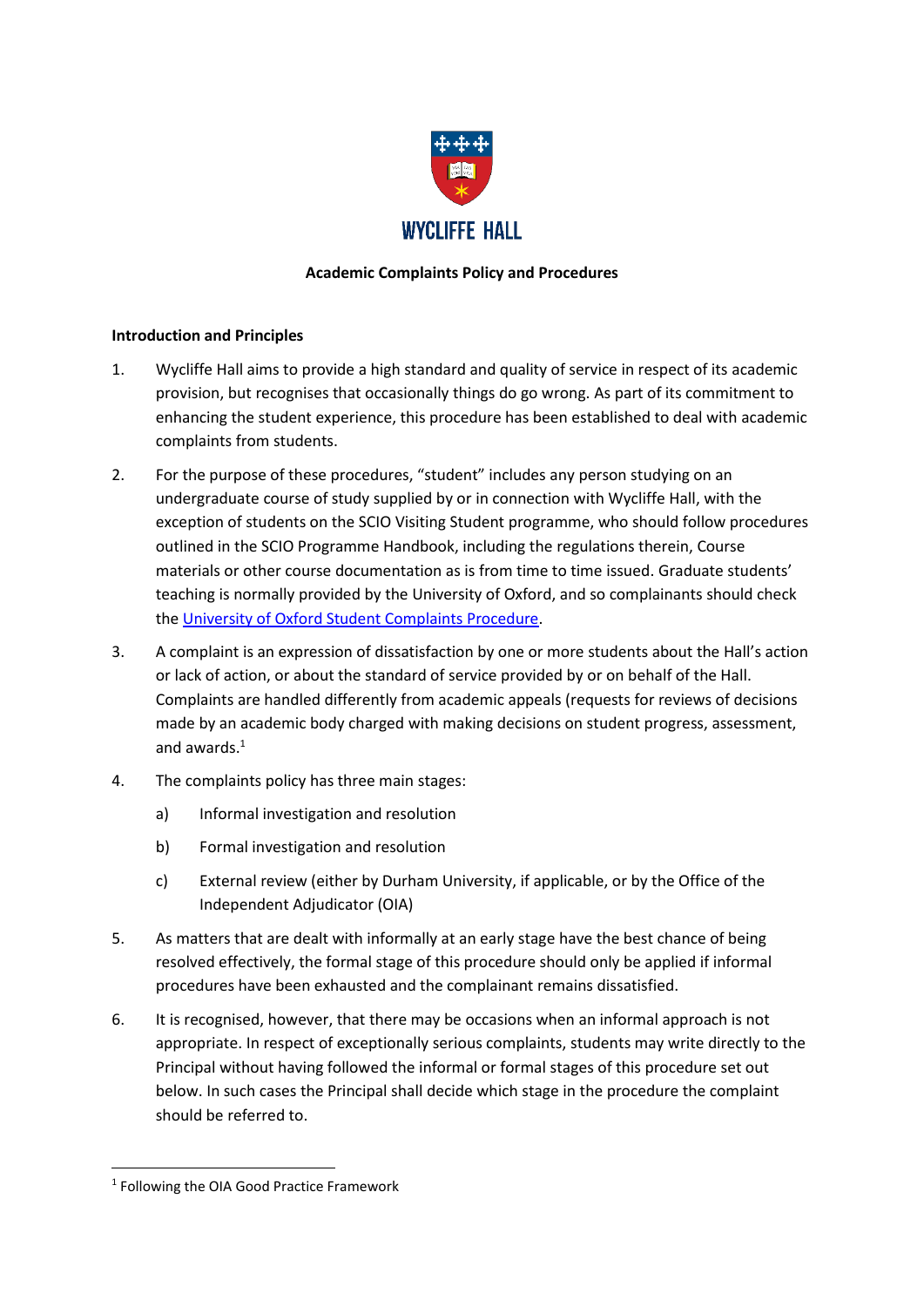WYCLIFFE HALL

# Academic Complaints Policy and Procedures

## Introduction and Principles

1. Wycliffe Hall aims to provide a high standard and quality of service in respect of its academic provision, but recognises that occasionally things do go wrong. As part of its commitment to enhancing the student experience, this procedure has been established to deal with academic complaints from students.

2. For the purpose of these procedures, "student" includes any person studying on an undergraduate course of study supplied by or in connection with Wycliffe Hall, with the exception of students on the SCIO Visiting Student programme, who should follow procedures outlined in the SCIO Programme Handbook, including the regulations therein, Course materials or other course documentation as is from time to time issued. Graduate students' teaching is normally provided by the University of Oxford, and so complainants should check the [University of Oxford Student Complaints Procedure](#).

3. A complaint is an expression of dissatisfaction by one or more students about the Hall's action or lack of action, or about the standard of service provided by or on behalf of the Hall. Complaints are handled differently from academic appeals (requests for reviews of decisions made by an academic body charged with making decisions on student progress, assessment, and awards.[1]

4. The complaints policy has three main stages:

   a) Informal investigation and resolution

   b) Formal investigation and resolution

   c) External review (either by Durham University, if applicable, or by the Office of the Independent Adjudicator (OIA)

5. As matters that are dealt with informally at an early stage have the best chance of being resolved effectively, the formal stage of this procedure should only be applied if informal procedures have been exhausted and the complainant remains dissatisfied.

6. It is recognised, however, that there may be occasions when an informal approach is not appropriate. In respect of exceptionally serious complaints, students may write directly to the Principal without having followed the informal or formal stages of this procedure set out below. In such cases the Principal shall decide which stage in the procedure the complaint should be referred to.

[1] Following the OIA Good Practice Framework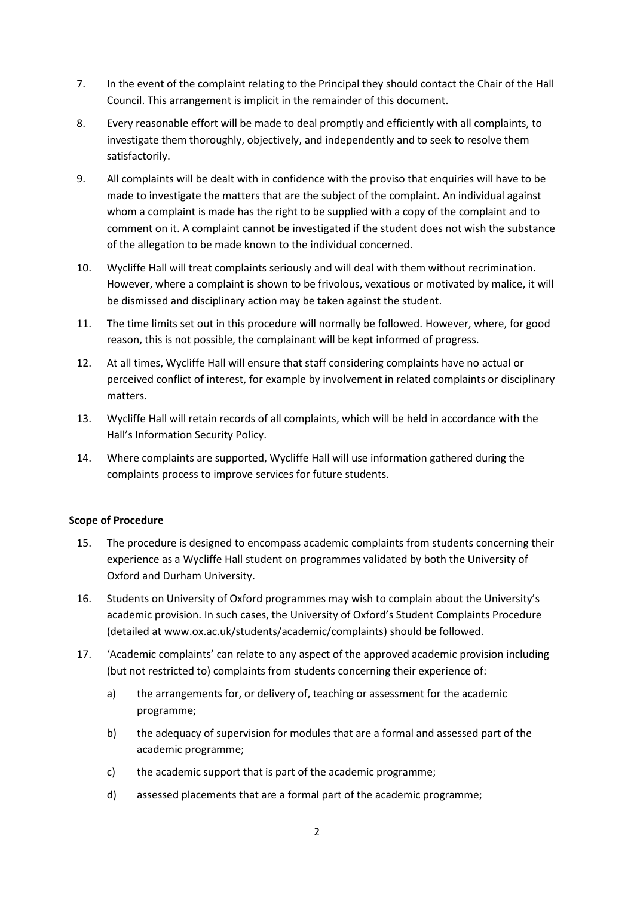7. In the event of the complaint relating to the Principal they should contact the Chair of the Hall Council. This arrangement is implicit in the remainder of this document.

8. Every reasonable effort will be made to deal promptly and efficiently with all complaints, to investigate them thoroughly, objectively, and independently and to seek to resolve them satisfactorily.

9. All complaints will be dealt with in confidence with the proviso that enquiries will have to be made to investigate the matters that are the subject of the complaint. An individual against whom a complaint is made has the right to be supplied with a copy of the complaint and to comment on it. A complaint cannot be investigated if the student does not wish the substance of the allegation to be made known to the individual concerned.

10. Wycliffe Hall will treat complaints seriously and will deal with them without recrimination. However, where a complaint is shown to be frivolous, vexatious or motivated by malice, it will be dismissed and disciplinary action may be taken against the student.

11. The time limits set out in this procedure will normally be followed. However, where, for good reason, this is not possible, the complainant will be kept informed of progress.

12. At all times, Wycliffe Hall will ensure that staff considering complaints have no actual or perceived conflict of interest, for example by involvement in related complaints or disciplinary matters.

13. Wycliffe Hall will retain records of all complaints, which will be held in accordance with the Hall's Information Security Policy.

14. Where complaints are supported, Wycliffe Hall will use information gathered during the complaints process to improve services for future students.

**Scope of Procedure**

15. The procedure is designed to encompass academic complaints from students concerning their experience as a Wycliffe Hall student on programmes validated by both the University of Oxford and Durham University.

16. Students on University of Oxford programmes may wish to complain about the University's academic provision. In such cases, the University of Oxford's Student Complaints Procedure (detailed at www.ox.ac.uk/students/academic/complaints) should be followed.

17. 'Academic complaints' can relate to any aspect of the approved academic provision including (but not restricted to) complaints from students concerning their experience of:

    a) the arrangements for, or delivery of, teaching or assessment for the academic programme;

    b) the adequacy of supervision for modules that are a formal and assessed part of the academic programme;

    c) the academic support that is part of the academic programme;

    d) assessed placements that are a formal part of the academic programme;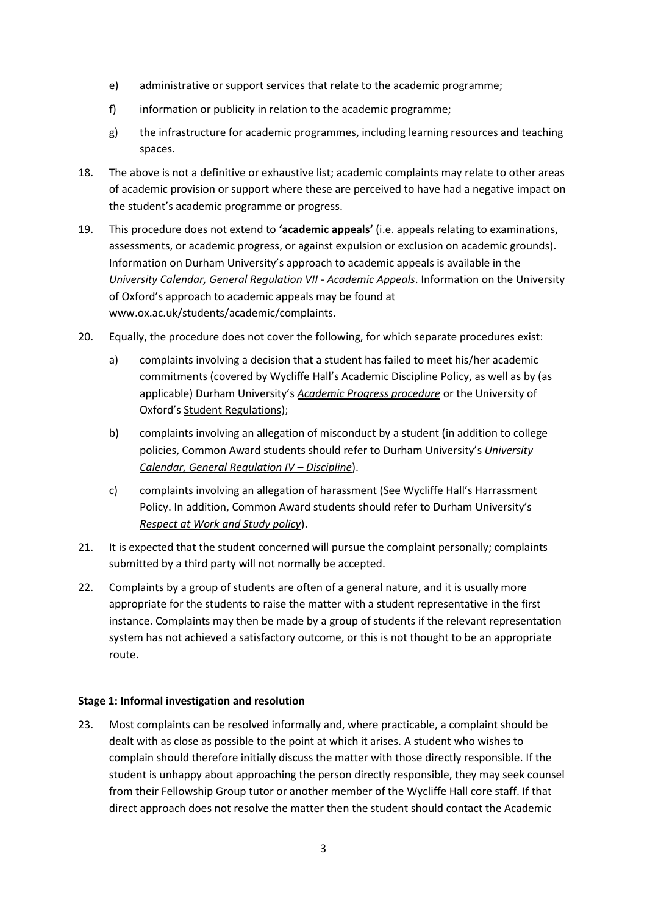e) administrative or support services that relate to the academic programme;

f) information or publicity in relation to the academic programme;

g) the infrastructure for academic programmes, including learning resources and teaching spaces.

18. The above is not a definitive or exhaustive list; academic complaints may relate to other areas of academic provision or support where these are perceived to have had a negative impact on the student's academic programme or progress.

19. This procedure does not extend to **'academic appeals'** (i.e. appeals relating to examinations, assessments, or academic progress, or against expulsion or exclusion on academic grounds). Information on Durham University's approach to academic appeals is available in the *University Calendar, General Regulation VII - Academic Appeals*. Information on the University of Oxford's approach to academic appeals may be found at www.ox.ac.uk/students/academic/complaints.

20. Equally, the procedure does not cover the following, for which separate procedures exist:

    a) complaints involving a decision that a student has failed to meet his/her academic commitments (covered by Wycliffe Hall's Academic Discipline Policy, as well as by (as applicable) Durham University's *Academic Progress procedure* or the University of Oxford's Student Regulations);

    b) complaints involving an allegation of misconduct by a student (in addition to college policies, Common Award students should refer to Durham University's *University Calendar, General Regulation IV – Discipline*).

    c) complaints involving an allegation of harassment (See Wycliffe Hall's Harrassment Policy. In addition, Common Award students should refer to Durham University's *Respect at Work and Study policy*).

21. It is expected that the student concerned will pursue the complaint personally; complaints submitted by a third party will not normally be accepted.

22. Complaints by a group of students are often of a general nature, and it is usually more appropriate for the students to raise the matter with a student representative in the first instance. Complaints may then be made by a group of students if the relevant representation system has not achieved a satisfactory outcome, or this is not thought to be an appropriate route.

**Stage 1: Informal investigation and resolution**

23. Most complaints can be resolved informally and, where practicable, a complaint should be dealt with as close as possible to the point at which it arises. A student who wishes to complain should therefore initially discuss the matter with those directly responsible. If the student is unhappy about approaching the person directly responsible, they may seek counsel from their Fellowship Group tutor or another member of the Wycliffe Hall core staff. If that direct approach does not resolve the matter then the student should contact the Academic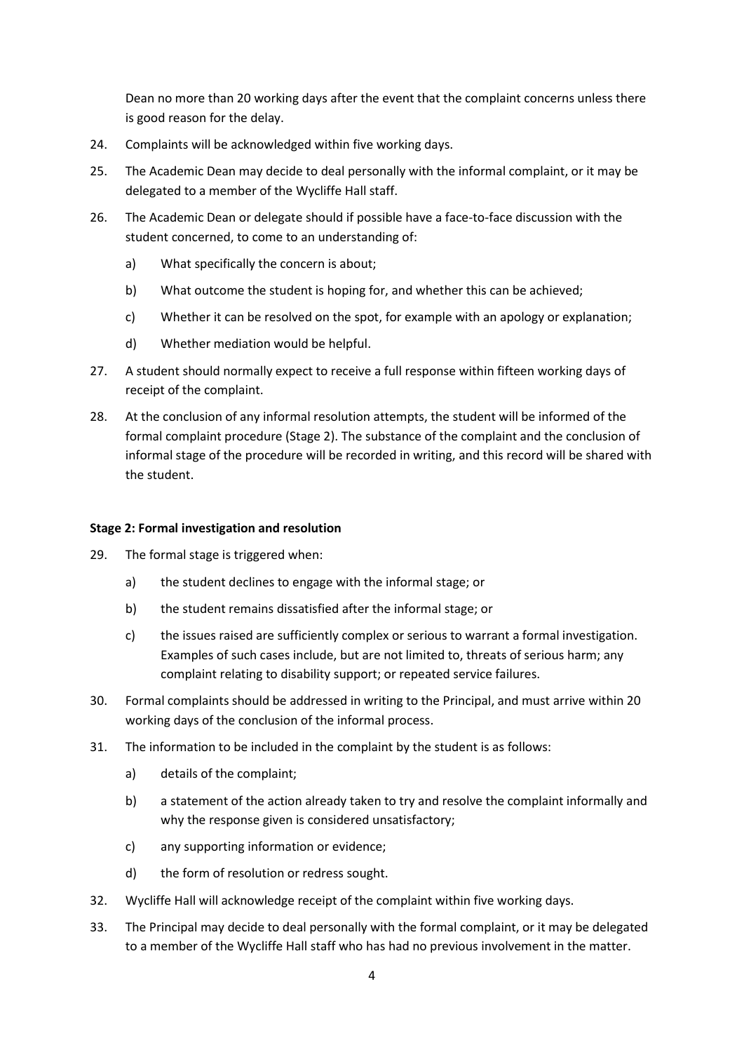Dean no more than 20 working days after the event that the complaint concerns unless there is good reason for the delay.

24. Complaints will be acknowledged within five working days.

25. The Academic Dean may decide to deal personally with the informal complaint, or it may be delegated to a member of the Wycliffe Hall staff.

26. The Academic Dean or delegate should if possible have a face-to-face discussion with the student concerned, to come to an understanding of:

    a) What specifically the concern is about;

    b) What outcome the student is hoping for, and whether this can be achieved;

    c) Whether it can be resolved on the spot, for example with an apology or explanation;

    d) Whether mediation would be helpful.

27. A student should normally expect to receive a full response within fifteen working days of receipt of the complaint.

28. At the conclusion of any informal resolution attempts, the student will be informed of the formal complaint procedure (Stage 2). The substance of the complaint and the conclusion of informal stage of the procedure will be recorded in writing, and this record will be shared with the student.

**Stage 2: Formal investigation and resolution**

29. The formal stage is triggered when:

    a) the student declines to engage with the informal stage; or

    b) the student remains dissatisfied after the informal stage; or

    c) the issues raised are sufficiently complex or serious to warrant a formal investigation. Examples of such cases include, but are not limited to, threats of serious harm; any complaint relating to disability support; or repeated service failures.

30. Formal complaints should be addressed in writing to the Principal, and must arrive within 20 working days of the conclusion of the informal process.

31. The information to be included in the complaint by the student is as follows:

    a) details of the complaint;

    b) a statement of the action already taken to try and resolve the complaint informally and why the response given is considered unsatisfactory;

    c) any supporting information or evidence;

    d) the form of resolution or redress sought.

32. Wycliffe Hall will acknowledge receipt of the complaint within five working days.

33. The Principal may decide to deal personally with the formal complaint, or it may be delegated to a member of the Wycliffe Hall staff who has had no previous involvement in the matter.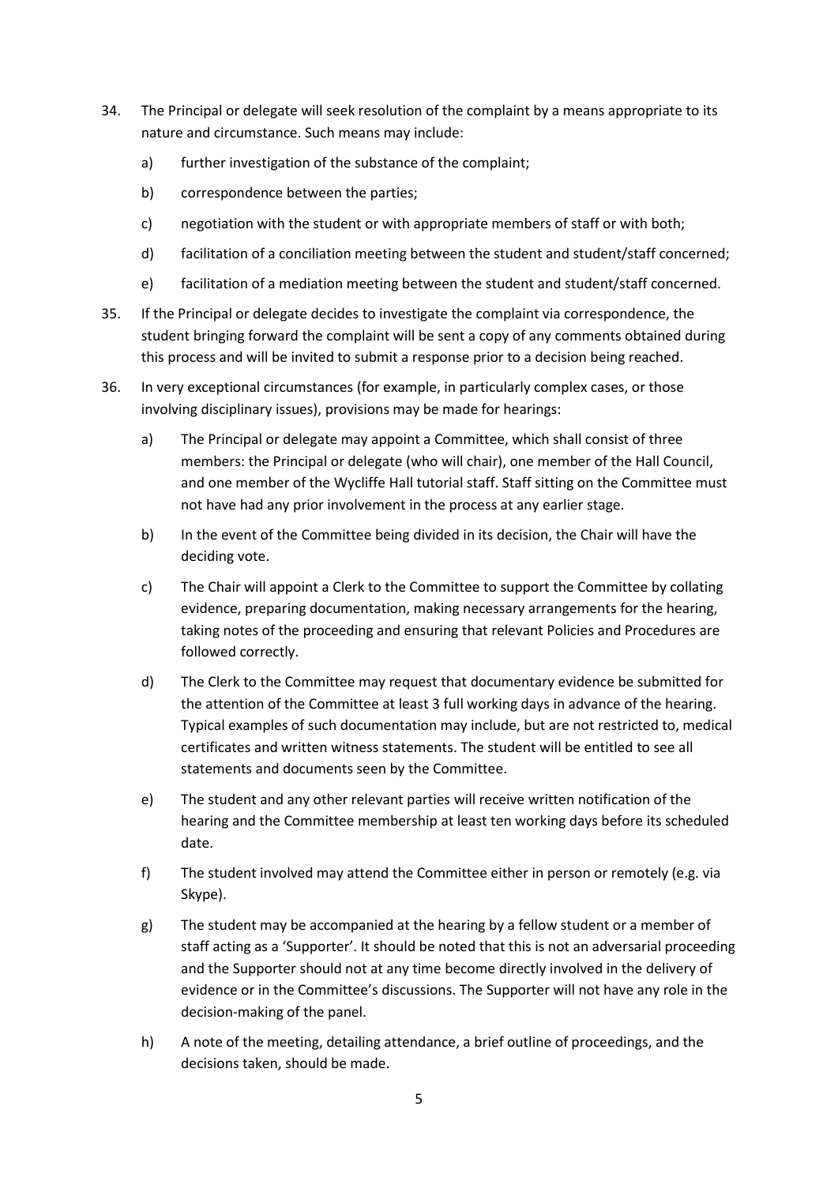34. The Principal or delegate will seek resolution of the complaint by a means appropriate to its nature and circumstance. Such means may include:

    a) further investigation of the substance of the complaint;

    b) correspondence between the parties;

    c) negotiation with the student or with appropriate members of staff or with both;

    d) facilitation of a conciliation meeting between the student and student/staff concerned;

    e) facilitation of a mediation meeting between the student and student/staff concerned.

35. If the Principal or delegate decides to investigate the complaint via correspondence, the student bringing forward the complaint will be sent a copy of any comments obtained during this process and will be invited to submit a response prior to a decision being reached.

36. In very exceptional circumstances (for example, in particularly complex cases, or those involving disciplinary issues), provisions may be made for hearings:

    a) The Principal or delegate may appoint a Committee, which shall consist of three members: the Principal or delegate (who will chair), one member of the Hall Council, and one member of the Wycliffe Hall tutorial staff. Staff sitting on the Committee must not have had any prior involvement in the process at any earlier stage.

    b) In the event of the Committee being divided in its decision, the Chair will have the deciding vote.

    c) The Chair will appoint a Clerk to the Committee to support the Committee by collating evidence, preparing documentation, making necessary arrangements for the hearing, taking notes of the proceeding and ensuring that relevant Policies and Procedures are followed correctly.

    d) The Clerk to the Committee may request that documentary evidence be submitted for the attention of the Committee at least 3 full working days in advance of the hearing. Typical examples of such documentation may include, but are not restricted to, medical certificates and written witness statements. The student will be entitled to see all statements and documents seen by the Committee.

    e) The student and any other relevant parties will receive written notification of the hearing and the Committee membership at least ten working days before its scheduled date.

    f) The student involved may attend the Committee either in person or remotely (e.g. via Skype).

    g) The student may be accompanied at the hearing by a fellow student or a member of staff acting as a 'Supporter'. It should be noted that this is not an adversarial proceeding and the Supporter should not at any time become directly involved in the delivery of evidence or in the Committee's discussions. The Supporter will not have any role in the decision-making of the panel.

    h) A note of the meeting, detailing attendance, a brief outline of proceedings, and the decisions taken, should be made.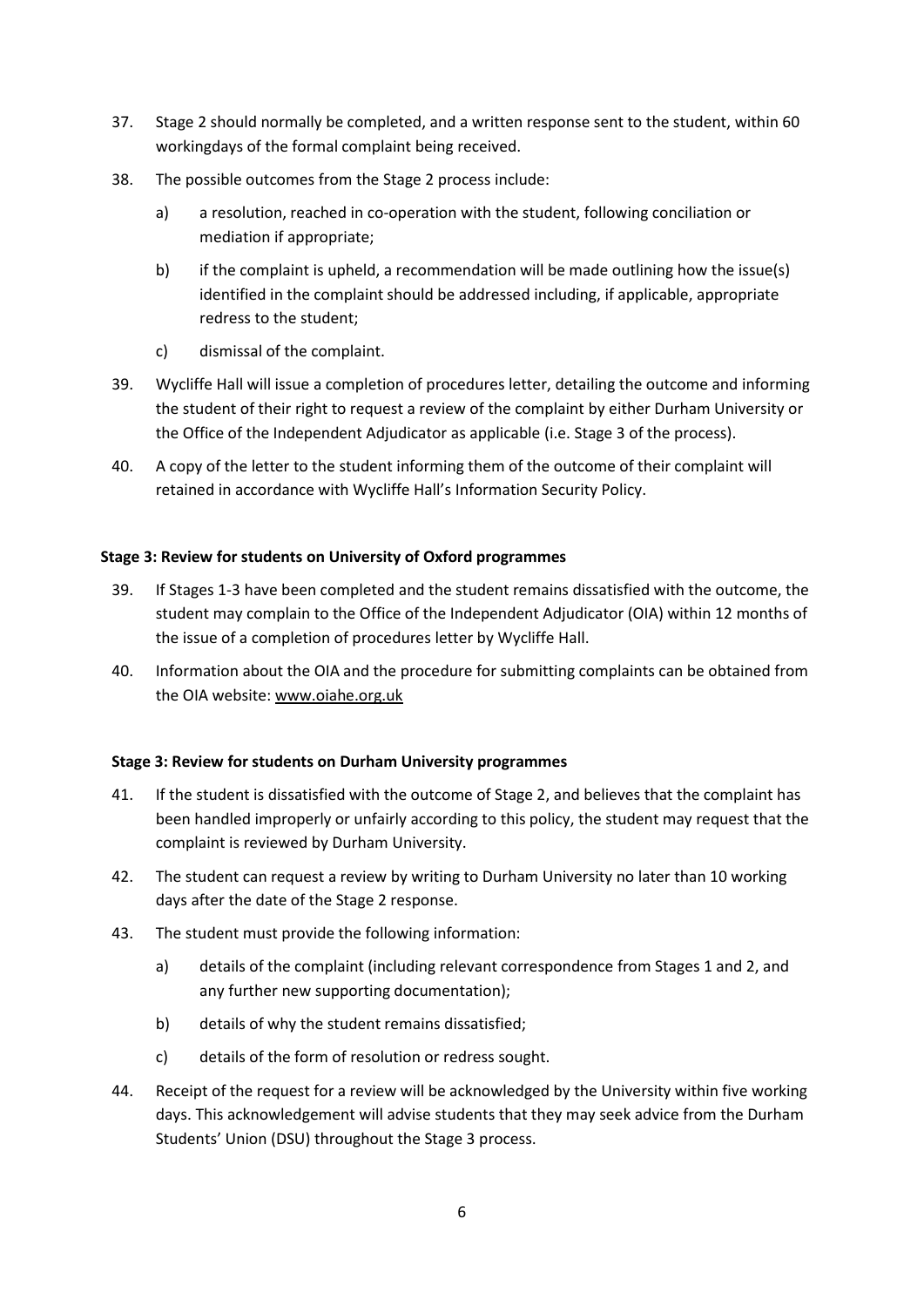37. Stage 2 should normally be completed, and a written response sent to the student, within 60 workingdays of the formal complaint being received.

38. The possible outcomes from the Stage 2 process include:

    a) a resolution, reached in co-operation with the student, following conciliation or mediation if appropriate;

    b) if the complaint is upheld, a recommendation will be made outlining how the issue(s) identified in the complaint should be addressed including, if applicable, appropriate redress to the student;

    c) dismissal of the complaint.

39. Wycliffe Hall will issue a completion of procedures letter, detailing the outcome and informing the student of their right to request a review of the complaint by either Durham University or the Office of the Independent Adjudicator as applicable (i.e. Stage 3 of the process).

40. A copy of the letter to the student informing them of the outcome of their complaint will retained in accordance with Wycliffe Hall's Information Security Policy.

**Stage 3: Review for students on University of Oxford programmes**

39. If Stages 1-3 have been completed and the student remains dissatisfied with the outcome, the student may complain to the Office of the Independent Adjudicator (OIA) within 12 months of the issue of a completion of procedures letter by Wycliffe Hall.

40. Information about the OIA and the procedure for submitting complaints can be obtained from the OIA website: www.oiahe.org.uk

**Stage 3: Review for students on Durham University programmes**

41. If the student is dissatisfied with the outcome of Stage 2, and believes that the complaint has been handled improperly or unfairly according to this policy, the student may request that the complaint is reviewed by Durham University.

42. The student can request a review by writing to Durham University no later than 10 working days after the date of the Stage 2 response.

43. The student must provide the following information:

    a) details of the complaint (including relevant correspondence from Stages 1 and 2, and any further new supporting documentation);

    b) details of why the student remains dissatisfied;

    c) details of the form of resolution or redress sought.

44. Receipt of the request for a review will be acknowledged by the University within five working days. This acknowledgement will advise students that they may seek advice from the Durham Students' Union (DSU) throughout the Stage 3 process.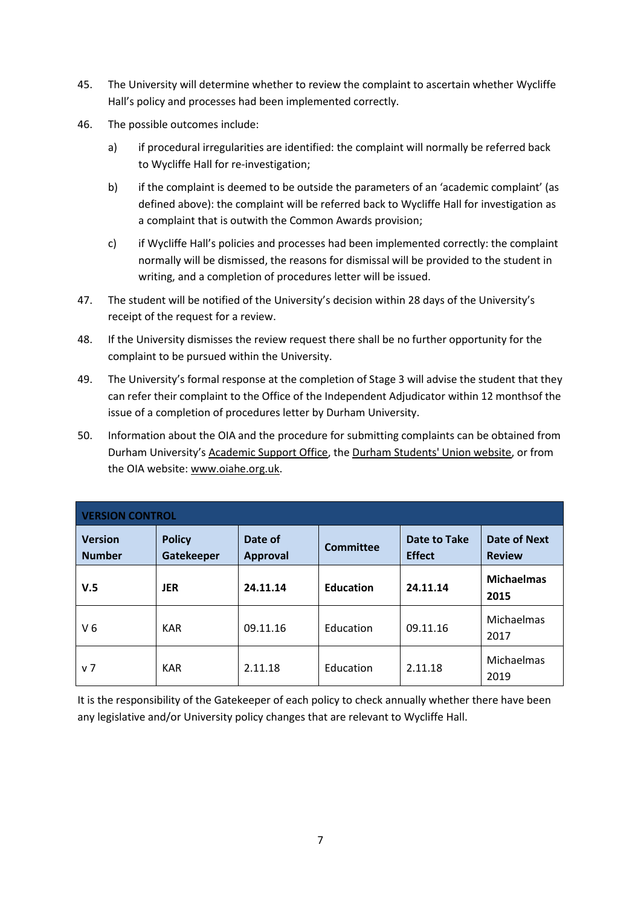45. The University will determine whether to review the complaint to ascertain whether Wycliffe Hall's policy and processes had been implemented correctly.

46. The possible outcomes include:

    a) if procedural irregularities are identified: the complaint will normally be referred back to Wycliffe Hall for re-investigation;

    b) if the complaint is deemed to be outside the parameters of an 'academic complaint' (as defined above): the complaint will be referred back to Wycliffe Hall for investigation as a complaint that is outwith the Common Awards provision;

    c) if Wycliffe Hall's policies and processes had been implemented correctly: the complaint normally will be dismissed, the reasons for dismissal will be provided to the student in writing, and a completion of procedures letter will be issued.

47. The student will be notified of the University's decision within 28 days of the University's receipt of the request for a review.

48. If the University dismisses the review request there shall be no further opportunity for the complaint to be pursued within the University.

49. The University's formal response at the completion of Stage 3 will advise the student that they can refer their complaint to the Office of the Independent Adjudicator within 12 monthsof the issue of a completion of procedures letter by Durham University.

50. Information about the OIA and the procedure for submitting complaints can be obtained from Durham University's Academic Support Office, the Durham Students' Union website, or from the OIA website: www.oiahe.org.uk.

| **VERSION CONTROL** | | | | | |
|---|---|---|---|---|---|
| **Version Number** | **Policy Gatekeeper** | **Date of Approval** | **Committee** | **Date to Take Effect** | **Date of Next Review** |
| **V.5** | **JER** | **24.11.14** | **Education** | **24.11.14** | **Michaelmas 2015** |
| V 6 | KAR | 09.11.16 | Education | 09.11.16 | Michaelmas 2017 |
| v 7 | KAR | 2.11.18 | Education | 2.11.18 | Michaelmas 2019 |

It is the responsibility of the Gatekeeper of each policy to check annually whether there have been any legislative and/or University policy changes that are relevant to Wycliffe Hall.